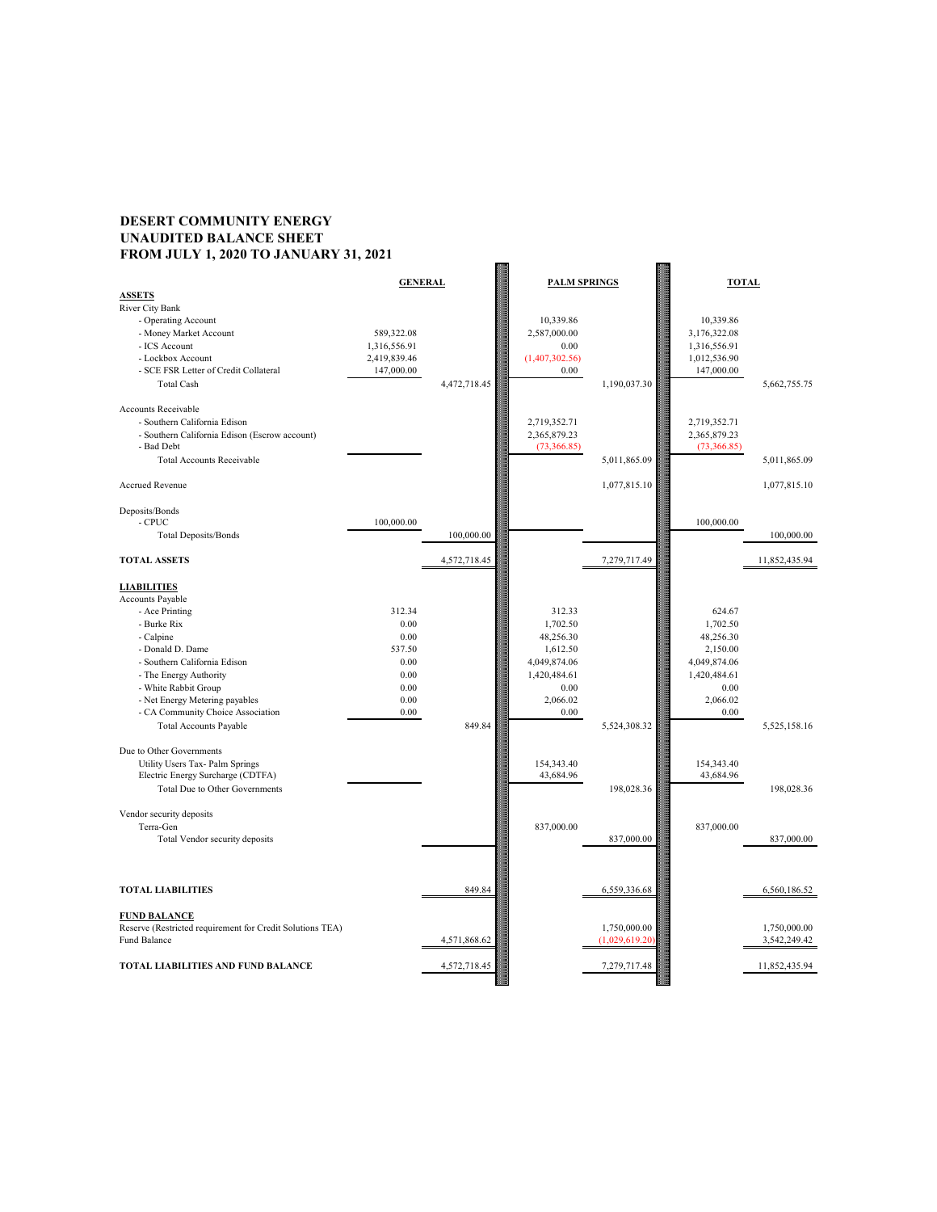# DESERT COMMUNITY ENERGY
## UNAUDITED BALANCE SHEET
## FROM JULY 1, 2020 TO JANUARY 31, 2021

| | GENERAL | | PALM SPRINGS | | TOTAL | |
|---|---|---|---|---|---|---|
| **ASSETS** | | | | | | |
| River City Bank | | | | | | |
| - Operating Account | | | 10,339.86 | | 10,339.86 | |
| - Money Market Account | 589,322.08 | | 2,587,000.00 | | 3,176,322.08 | |
| - ICS Account | 1,316,556.91 | | 0.00 | | 1,316,556.91 | |
| - Lockbox Account | 2,419,839.46 | | (1,407,302.56) | | 1,012,536.90 | |
| - SCE FSR Letter of Credit Collateral | 147,000.00 | | 0.00 | | 147,000.00 | |
| Total Cash | | 4,472,718.45 | | 1,190,037.30 | | 5,662,755.75 |
| Accounts Receivable | | | | | | |
| - Southern California Edison | | | 2,719,352.71 | | 2,719,352.71 | |
| - Southern California Edison (Escrow account) | | | 2,365,879.23 | | 2,365,879.23 | |
| - Bad Debt | | | (73,366.85) | | (73,366.85) | |
| Total Accounts Receivable | | | | 5,011,865.09 | | 5,011,865.09 |
| Accrued Revenue | | | | 1,077,815.10 | | 1,077,815.10 |
| Deposits/Bonds | | | | | | |
| - CPUC | 100,000.00 | | | | 100,000.00 | |
| Total Deposits/Bonds | | 100,000.00 | | | | 100,000.00 |
| **TOTAL ASSETS** | | 4,572,718.45 | | 7,279,717.49 | | 11,852,435.94 |
| **LIABILITIES** | | | | | | |
| Accounts Payable | | | | | | |
| - Ace Printing | 312.34 | | 312.33 | | 624.67 | |
| - Burke Rix | 0.00 | | 1,702.50 | | 1,702.50 | |
| - Calpine | 0.00 | | 48,256.30 | | 48,256.30 | |
| - Donald D. Dame | 537.50 | | 1,612.50 | | 2,150.00 | |
| - Southern California Edison | 0.00 | | 4,049,874.06 | | 4,049,874.06 | |
| - The Energy Authority | 0.00 | | 1,420,484.61 | | 1,420,484.61 | |
| - White Rabbit Group | 0.00 | | 0.00 | | 0.00 | |
| - Net Energy Metering payables | 0.00 | | 2,066.02 | | 2,066.02 | |
| - CA Community Choice Association | 0.00 | | 0.00 | | 0.00 | |
| Total Accounts Payable | | 849.84 | | 5,524,308.32 | | 5,525,158.16 |
| Due to Other Governments | | | | | | |
| Utility Users Tax- Palm Springs | | | 154,343.40 | | 154,343.40 | |
| Electric Energy Surcharge (CDTFA) | | | 43,684.96 | | 43,684.96 | |
| Total Due to Other Governments | | | | 198,028.36 | | 198,028.36 |
| Vendor security deposits | | | | | | |
| Terra-Gen | | | 837,000.00 | | 837,000.00 | |
| Total Vendor security deposits | | | | 837,000.00 | | 837,000.00 |
| **TOTAL LIABILITIES** | | 849.84 | | 6,559,336.68 | | 6,560,186.52 |
| **FUND BALANCE** | | | | | | |
| Reserve (Restricted requirement for Credit Solutions TEA) | | | | 1,750,000.00 | | 1,750,000.00 |
| Fund Balance | | 4,571,868.62 | | (1,029,619.20) | | 3,542,249.42 |
| **TOTAL LIABILITIES AND FUND BALANCE** | | 4,572,718.45 | | 7,279,717.48 | | 11,852,435.94 |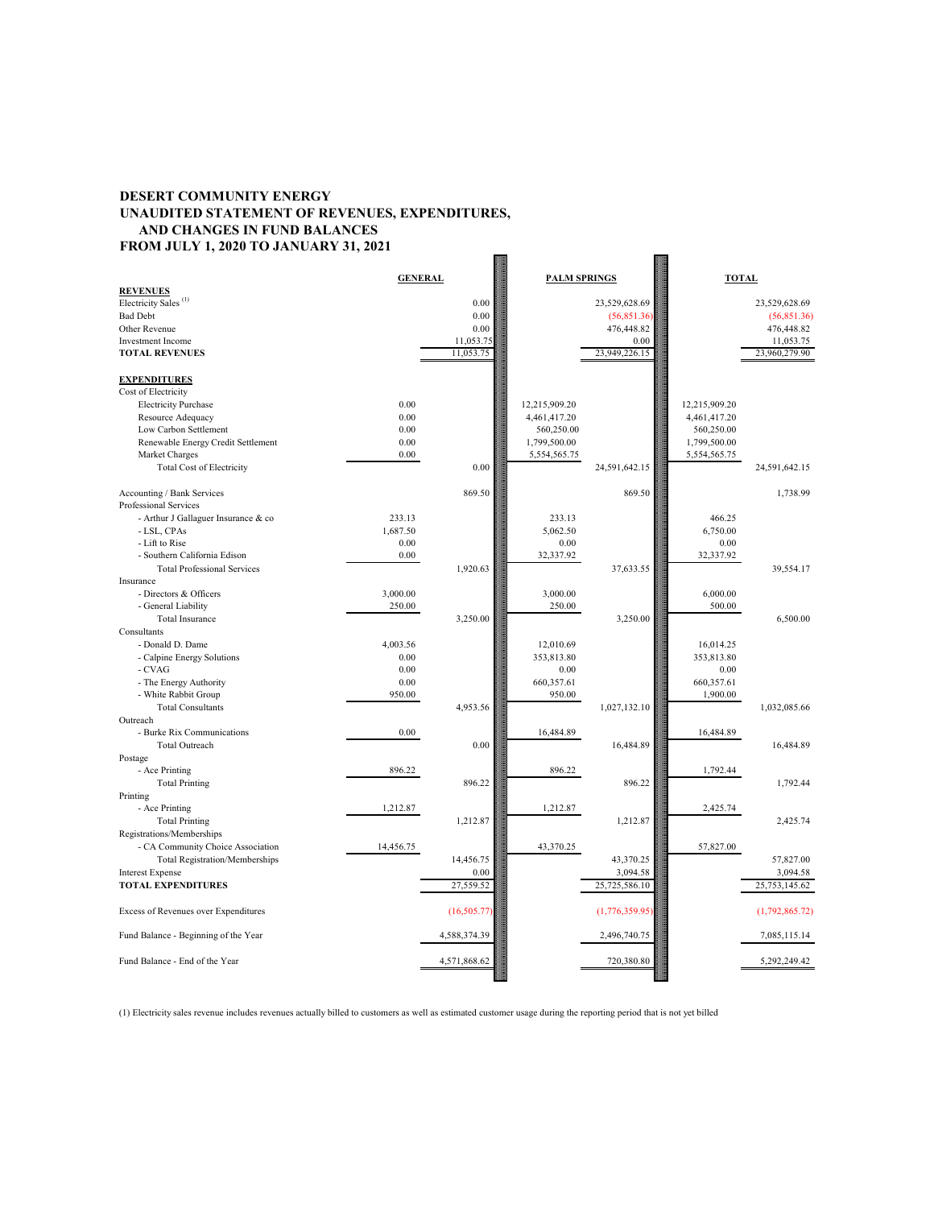**DESERT COMMUNITY ENERGY**
**UNAUDITED STATEMENT OF REVENUES, EXPENDITURES, AND CHANGES IN FUND BALANCES**
**FROM JULY 1, 2020 TO JANUARY 31, 2021**

| | GENERAL | | PALM SPRINGS | | TOTAL | |
|---|---|---|---|---|---|---|
| **REVENUES** | | | | | | |
| Electricity Sales [1] | | 0.00 | | 23,529,628.69 | | 23,529,628.69 |
| Bad Debt | | 0.00 | | (56,851.36) | | (56,851.36) |
| Other Revenue | | 0.00 | | 476,448.82 | | 476,448.82 |
| Investment Income | | 11,053.75 | | 0.00 | | 11,053.75 |
| **TOTAL REVENUES** | | 11,053.75 | | 23,949,226.15 | | 23,960,279.90 |
| | | | | | | |
| **EXPENDITURES** | | | | | | |
| Cost of Electricity | | | | | | |
| Electricity Purchase | 0.00 | | 12,215,909.20 | | 12,215,909.20 | |
| Resource Adequacy | 0.00 | | 4,461,417.20 | | 4,461,417.20 | |
| Low Carbon Settlement | 0.00 | | 560,250.00 | | 560,250.00 | |
| Renewable Energy Credit Settlement | 0.00 | | 1,799,500.00 | | 1,799,500.00 | |
| Market Charges | 0.00 | | 5,554,565.75 | | 5,554,565.75 | |
| Total Cost of Electricity | | 0.00 | | 24,591,642.15 | | 24,591,642.15 |
| | | | | | | |
| Accounting / Bank Services | | 869.50 | | 869.50 | | 1,738.99 |
| Professional Services | | | | | | |
| - Arthur J Gallaguer Insurance & co | 233.13 | | 233.13 | | 466.25 | |
| - LSL, CPAs | 1,687.50 | | 5,062.50 | | 6,750.00 | |
| - Lift to Rise | 0.00 | | 0.00 | | 0.00 | |
| - Southern California Edison | 0.00 | | 32,337.92 | | 32,337.92 | |
| Total Professional Services | | 1,920.63 | | 37,633.55 | | 39,554.17 |
| Insurance | | | | | | |
| - Directors & Officers | 3,000.00 | | 3,000.00 | | 6,000.00 | |
| - General Liability | 250.00 | | 250.00 | | 500.00 | |
| Total Insurance | | 3,250.00 | | 3,250.00 | | 6,500.00 |
| Consultants | | | | | | |
| - Donald D. Dame | 4,003.56 | | 12,010.69 | | 16,014.25 | |
| - Calpine Energy Solutions | 0.00 | | 353,813.80 | | 353,813.80 | |
| - CVAG | 0.00 | | 0.00 | | 0.00 | |
| - The Energy Authority | 0.00 | | 660,357.61 | | 660,357.61 | |
| - White Rabbit Group | 950.00 | | 950.00 | | 1,900.00 | |
| Total Consultants | | 4,953.56 | | 1,027,132.10 | | 1,032,085.66 |
| Outreach | | | | | | |
| - Burke Rix Communications | 0.00 | | 16,484.89 | | 16,484.89 | |
| Total Outreach | | 0.00 | | 16,484.89 | | 16,484.89 |
| Postage | | | | | | |
| - Ace Printing | 896.22 | | 896.22 | | 1,792.44 | |
| Total Printing | | 896.22 | | 896.22 | | 1,792.44 |
| Printing | | | | | | |
| - Ace Printing | 1,212.87 | | 1,212.87 | | 2,425.74 | |
| Total Printing | | 1,212.87 | | 1,212.87 | | 2,425.74 |
| Registrations/Memberships | | | | | | |
| - CA Community Choice Association | 14,456.75 | | 43,370.25 | | 57,827.00 | |
| Total Registration/Memberships | | 14,456.75 | | 43,370.25 | | 57,827.00 |
| Interest Expense | | 0.00 | | 3,094.58 | | 3,094.58 |
| **TOTAL EXPENDITURES** | | 27,559.52 | | 25,725,586.10 | | 25,753,145.62 |
| | | | | | | |
| Excess of Revenues over Expenditures | | (16,505.77) | | (1,776,359.95) | | (1,792,865.72) |
| | | | | | | |
| Fund Balance - Beginning of the Year | | 4,588,374.39 | | 2,496,740.75 | | 7,085,115.14 |
| | | | | | | |
| Fund Balance - End of the Year | | 4,571,868.62 | | 720,380.80 | | 5,292,249.42 |

(1) Electricity sales revenue includes revenues actually billed to customers as well as estimated customer usage during the reporting period that is not yet billed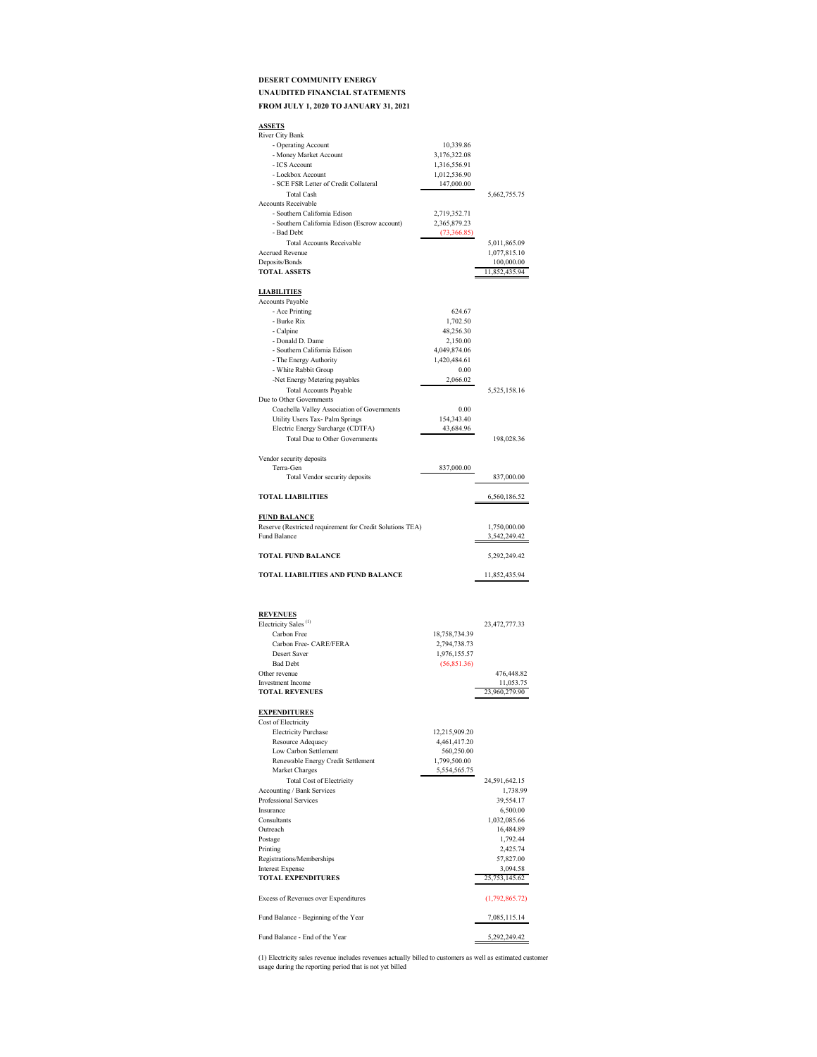**DESERT COMMUNITY ENERGY**

**UNAUDITED FINANCIAL STATEMENTS**

**FROM JULY 1, 2020 TO JANUARY 31, 2021**

| | | |
|---|---|---|
| **ASSETS** | | |
| River City Bank | | |
| - Operating Account | 10,339.86 | |
| - Money Market Account | 3,176,322.08 | |
| - ICS Account | 1,316,556.91 | |
| - Lockbox Account | 1,012,536.90 | |
| - SCE FSR Letter of Credit Collateral | 147,000.00 | |
| Total Cash | | 5,662,755.75 |
| Accounts Receivable | | |
| - Southern California Edison | 2,719,352.71 | |
| - Southern California Edison (Escrow account) | 2,365,879.23 | |
| - Bad Debt | (73,366.85) | |
| Total Accounts Receivable | | 5,011,865.09 |
| Accrued Revenue | | 1,077,815.10 |
| Deposits/Bonds | | 100,000.00 |
| **TOTAL ASSETS** | | 11,852,435.94 |
| | | |
| **LIABILITIES** | | |
| Accounts Payable | | |
| - Ace Printing | 624.67 | |
| - Burke Rix | 1,702.50 | |
| - Calpine | 48,256.30 | |
| - Donald D. Dame | 2,150.00 | |
| - Southern California Edison | 4,049,874.06 | |
| - The Energy Authority | 1,420,484.61 | |
| - White Rabbit Group | 0.00 | |
| -Net Energy Metering payables | 2,066.02 | |
| Total Accounts Payable | | 5,525,158.16 |
| Due to Other Governments | | |
| Coachella Valley Association of Governments | 0.00 | |
| Utility Users Tax- Palm Springs | 154,343.40 | |
| Electric Energy Surcharge (CDTFA) | 43,684.96 | |
| Total Due to Other Governments | | 198,028.36 |
| | | |
| Vendor security deposits | | |
| Terra-Gen | 837,000.00 | |
| Total Vendor security deposits | | 837,000.00 |
| | | |
| **TOTAL LIABILITIES** | | 6,560,186.52 |
| | | |
| **FUND BALANCE** | | |
| Reserve (Restricted requirement for Credit Solutions TEA) | | 1,750,000.00 |
| Fund Balance | | 3,542,249.42 |
| | | |
| **TOTAL FUND BALANCE** | | 5,292,249.42 |
| | | |
| **TOTAL LIABILITIES AND FUND BALANCE** | | 11,852,435.94 |

| | | |
|---|---|---|
| **REVENUES** | | |
| Electricity Sales [(1)] | | 23,472,777.33 |
| Carbon Free | 18,758,734.39 | |
| Carbon Free- CARE/FERA | 2,794,738.73 | |
| Desert Saver | 1,976,155.57 | |
| Bad Debt | (56,851.36) | |
| Other revenue | | 476,448.82 |
| Investment Income | | 11,053.75 |
| **TOTAL REVENUES** | | 23,960,279.90 |
| | | |
| **EXPENDITURES** | | |
| Cost of Electricity | | |
| Electricity Purchase | 12,215,909.20 | |
| Resource Adequacy | 4,461,417.20 | |
| Low Carbon Settlement | 560,250.00 | |
| Renewable Energy Credit Settlement | 1,799,500.00 | |
| Market Charges | 5,554,565.75 | |
| Total Cost of Electricity | | 24,591,642.15 |
| Accounting / Bank Services | | 1,738.99 |
| Professional Services | | 39,554.17 |
| Insurance | | 6,500.00 |
| Consultants | | 1,032,085.66 |
| Outreach | | 16,484.89 |
| Postage | | 1,792.44 |
| Printing | | 2,425.74 |
| Registrations/Memberships | | 57,827.00 |
| Interest Expense | | 3,094.58 |
| **TOTAL EXPENDITURES** | | 25,753,145.62 |
| | | |
| Excess of Revenues over Expenditures | | (1,792,865.72) |
| | | |
| Fund Balance - Beginning of the Year | | 7,085,115.14 |
| | | |
| Fund Balance - End of the Year | | 5,292,249.42 |

(1) Electricity sales revenue includes revenues actually billed to customers as well as estimated customer usage during the reporting period that is not yet billed